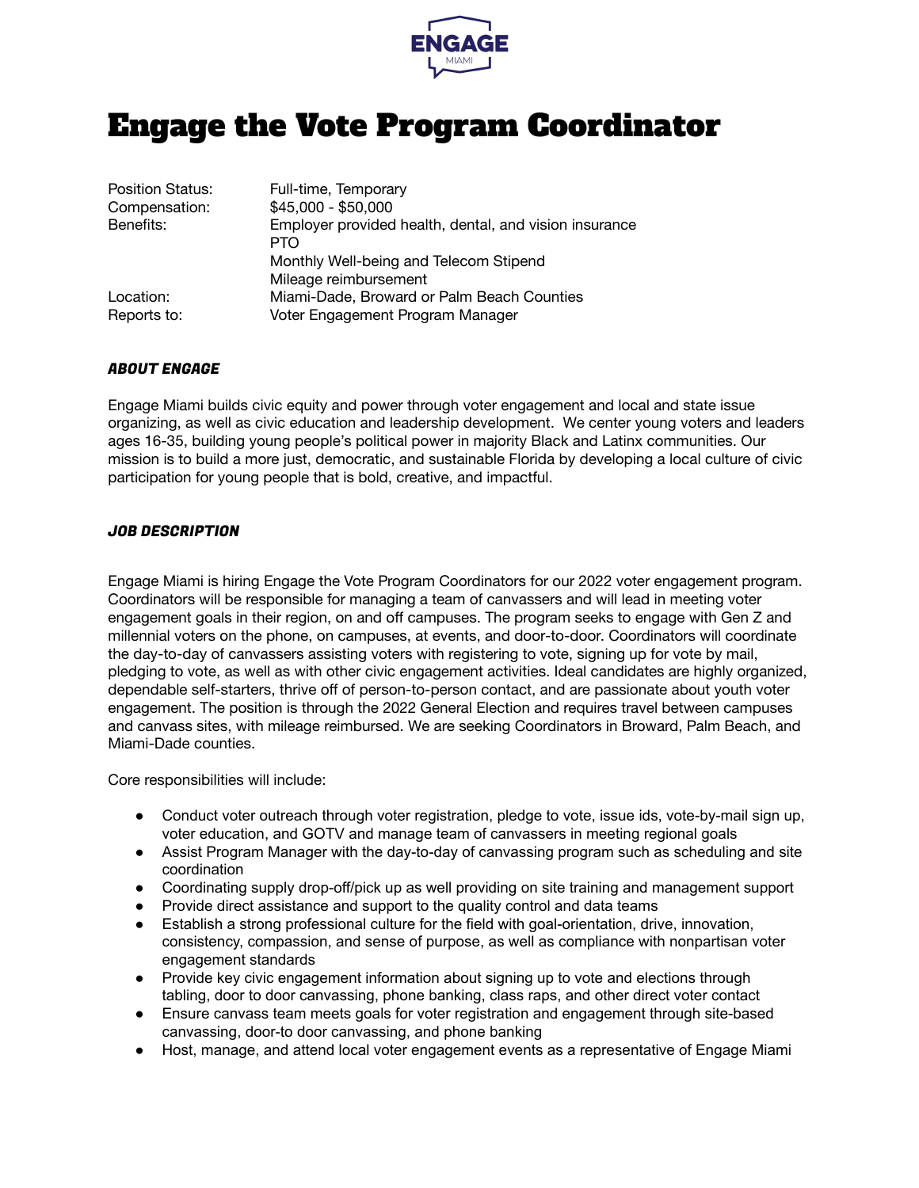ENGAGE
MIAMI

# Engage the Vote Program Coordinator

| | |
|---|---|
| Position Status: | Full-time, Temporary |
| Compensation: | $45,000 - $50,000 |
| Benefits: | Employer provided health, dental, and vision insurance<br>PTO<br>Monthly Well-being and Telecom Stipend<br>Mileage reimbursement |
| Location: | Miami-Dade, Broward or Palm Beach Counties |
| Reports to: | Voter Engagement Program Manager |

### *ABOUT ENGAGE*

Engage Miami builds civic equity and power through voter engagement and local and state issue organizing, as well as civic education and leadership development. We center young voters and leaders ages 16-35, building young people's political power in majority Black and Latinx communities. Our mission is to build a more just, democratic, and sustainable Florida by developing a local culture of civic participation for young people that is bold, creative, and impactful.

### *JOB DESCRIPTION*

Engage Miami is hiring Engage the Vote Program Coordinators for our 2022 voter engagement program. Coordinators will be responsible for managing a team of canvassers and will lead in meeting voter engagement goals in their region, on and off campuses. The program seeks to engage with Gen Z and millennial voters on the phone, on campuses, at events, and door-to-door. Coordinators will coordinate the day-to-day of canvassers assisting voters with registering to vote, signing up for vote by mail, pledging to vote, as well as with other civic engagement activities. Ideal candidates are highly organized, dependable self-starters, thrive off of person-to-person contact, and are passionate about youth voter engagement. The position is through the 2022 General Election and requires travel between campuses and canvass sites, with mileage reimbursed. We are seeking Coordinators in Broward, Palm Beach, and Miami-Dade counties.

Core responsibilities will include:

- Conduct voter outreach through voter registration, pledge to vote, issue ids, vote-by-mail sign up, voter education, and GOTV and manage team of canvassers in meeting regional goals
- Assist Program Manager with the day-to-day of canvassing program such as scheduling and site coordination
- Coordinating supply drop-off/pick up as well providing on site training and management support
- Provide direct assistance and support to the quality control and data teams
- Establish a strong professional culture for the field with goal-orientation, drive, innovation, consistency, compassion, and sense of purpose, as well as compliance with nonpartisan voter engagement standards
- Provide key civic engagement information about signing up to vote and elections through tabling, door to door canvassing, phone banking, class raps, and other direct voter contact
- Ensure canvass team meets goals for voter registration and engagement through site-based canvassing, door-to door canvassing, and phone banking
- Host, manage, and attend local voter engagement events as a representative of Engage Miami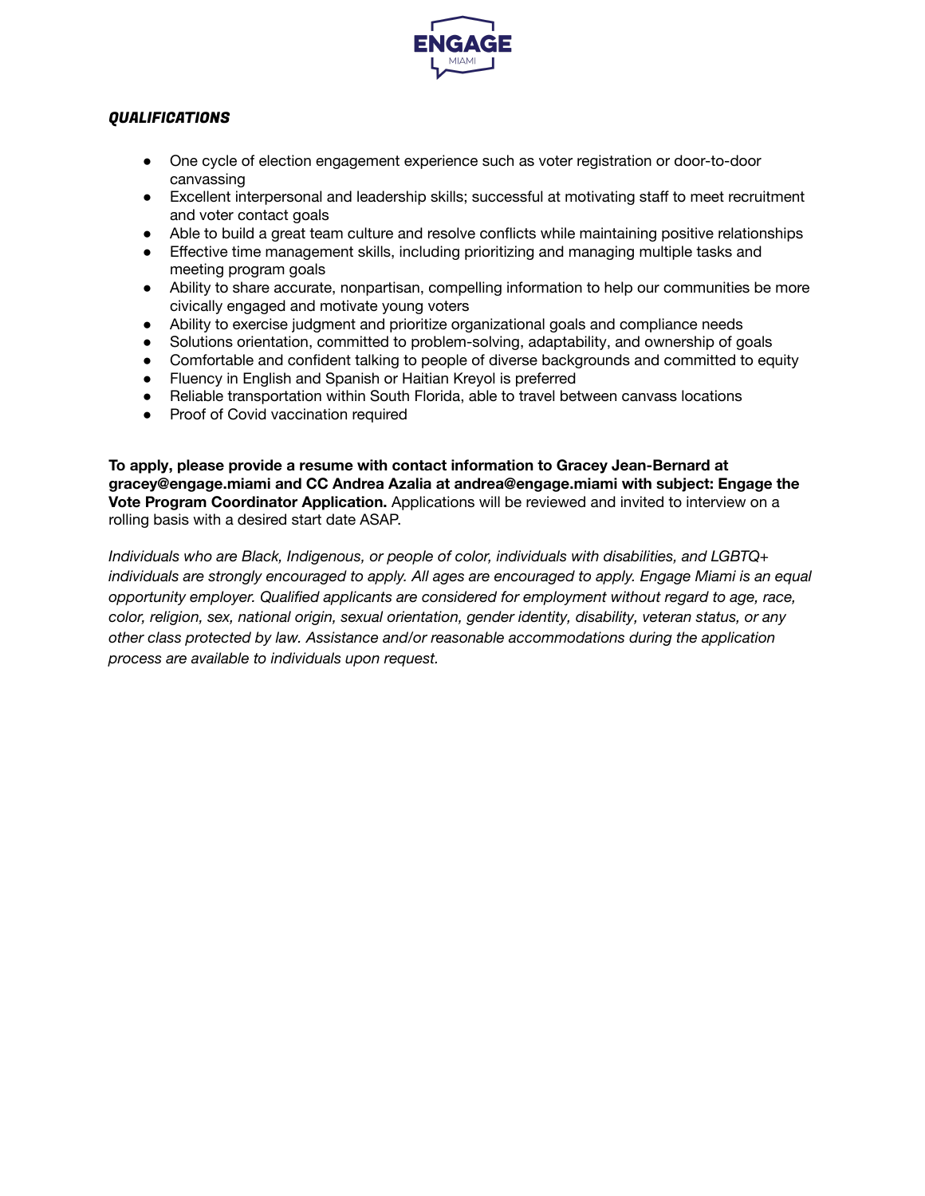### ***QUALIFICATIONS***

- One cycle of election engagement experience such as voter registration or door-to-door canvassing
- Excellent interpersonal and leadership skills; successful at motivating staff to meet recruitment and voter contact goals
- Able to build a great team culture and resolve conflicts while maintaining positive relationships
- Effective time management skills, including prioritizing and managing multiple tasks and meeting program goals
- Ability to share accurate, nonpartisan, compelling information to help our communities be more civically engaged and motivate young voters
- Ability to exercise judgment and prioritize organizational goals and compliance needs
- Solutions orientation, committed to problem-solving, adaptability, and ownership of goals
- Comfortable and confident talking to people of diverse backgrounds and committed to equity
- Fluency in English and Spanish or Haitian Kreyol is preferred
- Reliable transportation within South Florida, able to travel between canvass locations
- Proof of Covid vaccination required

**To apply, please provide a resume with contact information to Gracey Jean-Bernard at gracey@engage.miami and CC Andrea Azalia at andrea@engage.miami with subject: Engage the Vote Program Coordinator Application.** Applications will be reviewed and invited to interview on a rolling basis with a desired start date ASAP.

*Individuals who are Black, Indigenous, or people of color, individuals with disabilities, and LGBTQ+ individuals are strongly encouraged to apply. All ages are encouraged to apply. Engage Miami is an equal opportunity employer. Qualified applicants are considered for employment without regard to age, race, color, religion, sex, national origin, sexual orientation, gender identity, disability, veteran status, or any other class protected by law. Assistance and/or reasonable accommodations during the application process are available to individuals upon request.*